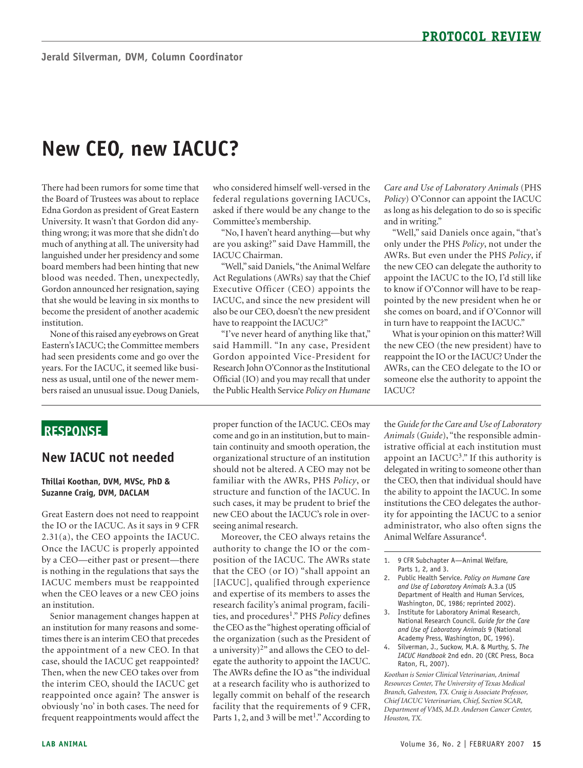**PROTOCOL REVIEW**

**Jerald Silverman, DVM, Column Coordinator**

# New CEO, new IACUC?

There had been rumors for some time that the Board of Trustees was about to replace Edna Gordon as president of Great Eastern University. It wasn't that Gordon did anything wrong; it was more that she didn't do much of anything at all. The university had languished under her presidency and some board members had been hinting that new blood was needed. Then, unexpectedly, Gordon announced her resignation, saying that she would be leaving in six months to become the president of another academic institution.

None of this raised any eyebrows on Great Eastern's IACUC; the Committee members had seen presidents come and go over the years. For the IACUC, it seemed like business as usual, until one of the newer members raised an unusual issue. Doug Daniels, who considered himself well-versed in the federal regulations governing IACUCs, asked if there would be any change to the Committee's membership.

"No, I haven't heard anything—but why are you asking?" said Dave Hammill, the IACUC Chairman.

"Well," said Daniels, "the Animal Welfare Act Regulations (AWRs) say that the Chief Executive Officer (CEO) appoints the IACUC, and since the new president will also be our CEO, doesn't the new president have to reappoint the IACUC?"

"I've never heard of anything like that," said Hammill. "In any case, President Gordon appointed Vice-President for Research John O'Connor as the Institutional Official (IO) and you may recall that under the Public Health Service *Policy on Humane Care and Use of Laboratory Animals* (PHS *Policy*) O'Connor can appoint the IACUC as long as his delegation to do so is specific and in writing."

"Well," said Daniels once again, "that's only under the PHS *Policy*, not under the AWRs. But even under the PHS *Policy*, if the new CEO can delegate the authority to appoint the IACUC to the IO, I'd still like to know if O'Connor will have to be reappointed by the new president when he or she comes on board, and if O'Connor will in turn have to reappoint the IACUC."

What is your opinion on this matter? Will the new CEO (the new president) have to reappoint the IO or the IACUC? Under the AWRs, can the CEO delegate to the IO or someone else the authority to appoint the IACUC?

## RESPONSE

### New IACUC not needed

**Thillai Koothan, DVM, MVSc, PhD & Suzanne Craig, DVM, DACLAM**

Great Eastern does not need to reappoint the IO or the IACUC. As it says in 9 CFR 2.31(a), the CEO appoints the IACUC. Once the IACUC is properly appointed by a CEO—either past or present—there is nothing in the regulations that says the IACUC members must be reappointed when the CEO leaves or a new CEO joins an institution.

Senior management changes happen at an institution for many reasons and sometimes there is an interim CEO that precedes the appointment of a new CEO. In that case, should the IACUC get reappointed? Then, when the new CEO takes over from the interim CEO, should the IACUC get reappointed once again? The answer is obviously 'no' in both cases. The need for frequent reappointments would affect the proper function of the IACUC. CEOs may come and go in an institution, but to maintain continuity and smooth operation, the organizational structure of an institution should not be altered. A CEO may not be familiar with the AWRs, PHS *Policy*, or structure and function of the IACUC. In such cases, it may be prudent to brief the new CEO about the IACUC's role in overseeing animal research.

Moreover, the CEO always retains the authority to change the IO or the composition of the IACUC. The AWRs state that the CEO (or IO) "shall appoint an [IACUC], qualified through experience and expertise of its members to asses the research facility's animal program, facilities, and procedures[1]." PHS *Policy* defines the CEO as the "highest operating official of the organization (such as the President of a university)[2]" and allows the CEO to delegate the authority to appoint the IACUC. The AWRs define the IO as "the individual at a research facility who is authorized to legally commit on behalf of the research facility that the requirements of 9 CFR, Parts 1, 2, and 3 will be met[1]." According to the *Guide for the Care and Use of Laboratory Animals* (*Guide*), "the responsible administrative official at each institution must appoint an IACUC[3]." If this authority is delegated in writing to someone other than the CEO, then that individual should have the ability to appoint the IACUC. In some institutions the CEO delegates the authority for appointing the IACUC to a senior administrator, who also often signs the Animal Welfare Assurance[4].

1. 9 CFR Subchapter A—Animal Welfare, Parts 1, 2, and 3.
2. Public Health Service. *Policy on Humane Care and Use of Laboratory Animals* A.3.a (US Department of Health and Human Services, Washington, DC, 1986; reprinted 2002).
3. Institute for Laboratory Animal Research, National Research Council. *Guide for the Care and Use of Laboratory Animals* 9 (National Academy Press, Washington, DC, 1996).
4. Silverman, J., Suckow, M.A. & Murthy, S. *The IACUC Handbook* 2nd edn. 20 (CRC Press, Boca Raton, FL, 2007).

*Koothan is Senior Clinical Veterinarian, Animal Resources Center, The University of Texas Medical Branch, Galveston, TX. Craig is Associate Professor, Chief IACUC Veterinarian, Chief, Section SCAR, Department of VMS, M.D. Anderson Cancer Center, Houston, TX.*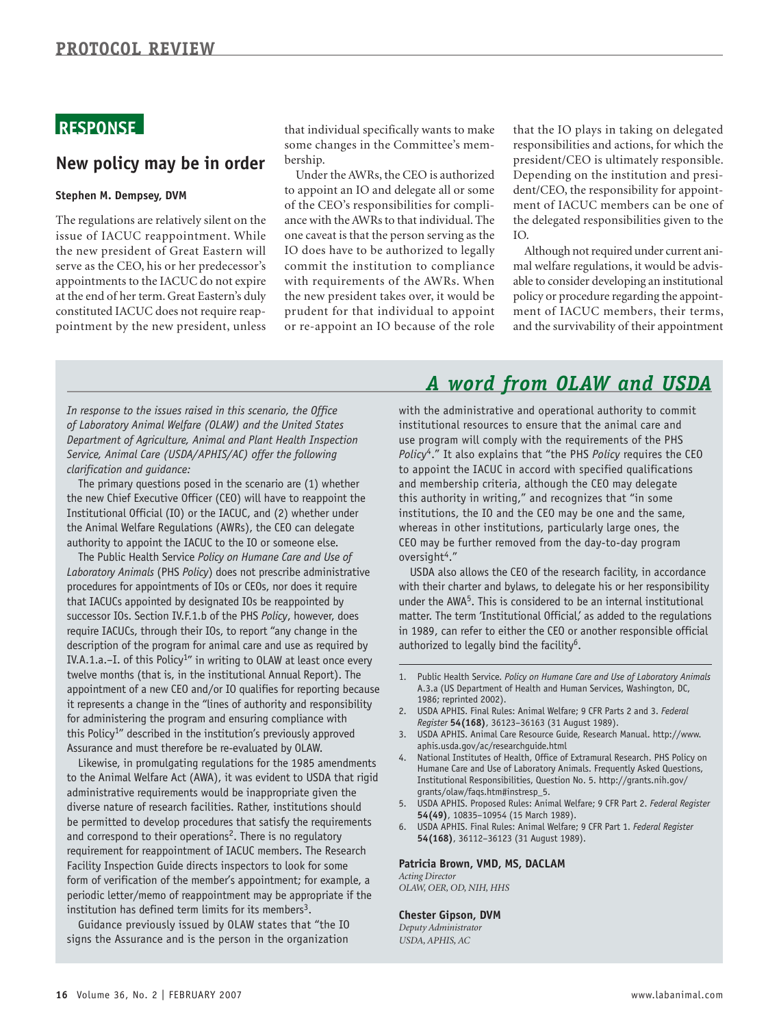## RESPONSE

### New policy may be in order

**Stephen M. Dempsey, DVM**

The regulations are relatively silent on the issue of IACUC reappointment. While the new president of Great Eastern will serve as the CEO, his or her predecessor's appointments to the IACUC do not expire at the end of her term. Great Eastern's duly constituted IACUC does not require reappointment by the new president, unless that individual specifically wants to make some changes in the Committee's membership.

Under the AWRs, the CEO is authorized to appoint an IO and delegate all or some of the CEO's responsibilities for compliance with the AWRs to that individual. The one caveat is that the person serving as the IO does have to be authorized to legally commit the institution to compliance with requirements of the AWRs. When the new president takes over, it would be prudent for that individual to appoint or re-appoint an IO because of the role that the IO plays in taking on delegated responsibilities and actions, for which the president/CEO is ultimately responsible. Depending on the institution and president/CEO, the responsibility for appointment of IACUC members can be one of the delegated responsibilities given to the IO.

Although not required under current animal welfare regulations, it would be advisable to consider developing an institutional policy or procedure regarding the appointment of IACUC members, their terms, and the survivability of their appointment

## A word from OLAW and USDA

*In response to the issues raised in this scenario, the Office of Laboratory Animal Welfare (OLAW) and the United States Department of Agriculture, Animal and Plant Health Inspection Service, Animal Care (USDA/APHIS/AC) offer the following clarification and guidance:*

The primary questions posed in the scenario are (1) whether the new Chief Executive Officer (CEO) will have to reappoint the Institutional Official (IO) or the IACUC, and (2) whether under the Animal Welfare Regulations (AWRs), the CEO can delegate authority to appoint the IACUC to the IO or someone else.

The Public Health Service *Policy on Humane Care and Use of Laboratory Animals* (PHS *Policy*) does not prescribe administrative procedures for appointments of IOs or CEOs, nor does it require that IACUCs appointed by designated IOs be reappointed by successor IOs. Section IV.F.1.b of the PHS *Policy*, however, does require IACUCs, through their IOs, to report "any change in the description of the program for animal care and use as required by IV.A.1.a.–I. of this Policy[1]" in writing to OLAW at least once every twelve months (that is, in the institutional Annual Report). The appointment of a new CEO and/or IO qualifies for reporting because it represents a change in the "lines of authority and responsibility for administering the program and ensuring compliance with this Policy[1]" described in the institution's previously approved Assurance and must therefore be re-evaluated by OLAW.

Likewise, in promulgating regulations for the 1985 amendments to the Animal Welfare Act (AWA), it was evident to USDA that rigid administrative requirements would be inappropriate given the diverse nature of research facilities. Rather, institutions should be permitted to develop procedures that satisfy the requirements and correspond to their operations[2]. There is no regulatory requirement for reappointment of IACUC members. The Research Facility Inspection Guide directs inspectors to look for some form of verification of the member's appointment; for example, a periodic letter/memo of reappointment may be appropriate if the institution has defined term limits for its members[3].

Guidance previously issued by OLAW states that "the IO signs the Assurance and is the person in the organization with the administrative and operational authority to commit institutional resources to ensure that the animal care and use program will comply with the requirements of the PHS *Policy*[4]." It also explains that "the PHS *Policy* requires the CEO to appoint the IACUC in accord with specified qualifications and membership criteria, although the CEO may delegate this authority in writing," and recognizes that "in some institutions, the IO and the CEO may be one and the same, whereas in other institutions, particularly large ones, the CEO may be further removed from the day-to-day program oversight[4]."

USDA also allows the CEO of the research facility, in accordance with their charter and bylaws, to delegate his or her responsibility under the AWA[5]. This is considered to be an internal institutional matter. The term 'Institutional Official,' as added to the regulations in 1989, can refer to either the CEO or another responsible official authorized to legally bind the facility[6].

1. Public Health Service. *Policy on Humane Care and Use of Laboratory Animals* A.3.a (US Department of Health and Human Services, Washington, DC, 1986; reprinted 2002).
2. USDA APHIS. Final Rules: Animal Welfare; 9 CFR Parts 2 and 3. *Federal Register* **54(168)**, 36123–36163 (31 August 1989).
3. USDA APHIS. Animal Care Resource Guide, Research Manual. http://www.aphis.usda.gov/ac/researchguide.html
4. National Institutes of Health, Office of Extramural Research. PHS Policy on Humane Care and Use of Laboratory Animals. Frequently Asked Questions, Institutional Responsibilities, Question No. 5. http://grants.nih.gov/grants/olaw/faqs.htm#instresp_5.
5. USDA APHIS. Proposed Rules: Animal Welfare; 9 CFR Part 2. *Federal Register* **54(49)**, 10835–10954 (15 March 1989).
6. USDA APHIS. Final Rules: Animal Welfare; 9 CFR Part 1. *Federal Register* **54(168)**, 36112–36123 (31 August 1989).

**Patricia Brown, VMD, MS, DACLAM**
*Acting Director*
*OLAW, OER, OD, NIH, HHS*

**Chester Gipson, DVM**
*Deputy Administrator*
*USDA, APHIS, AC*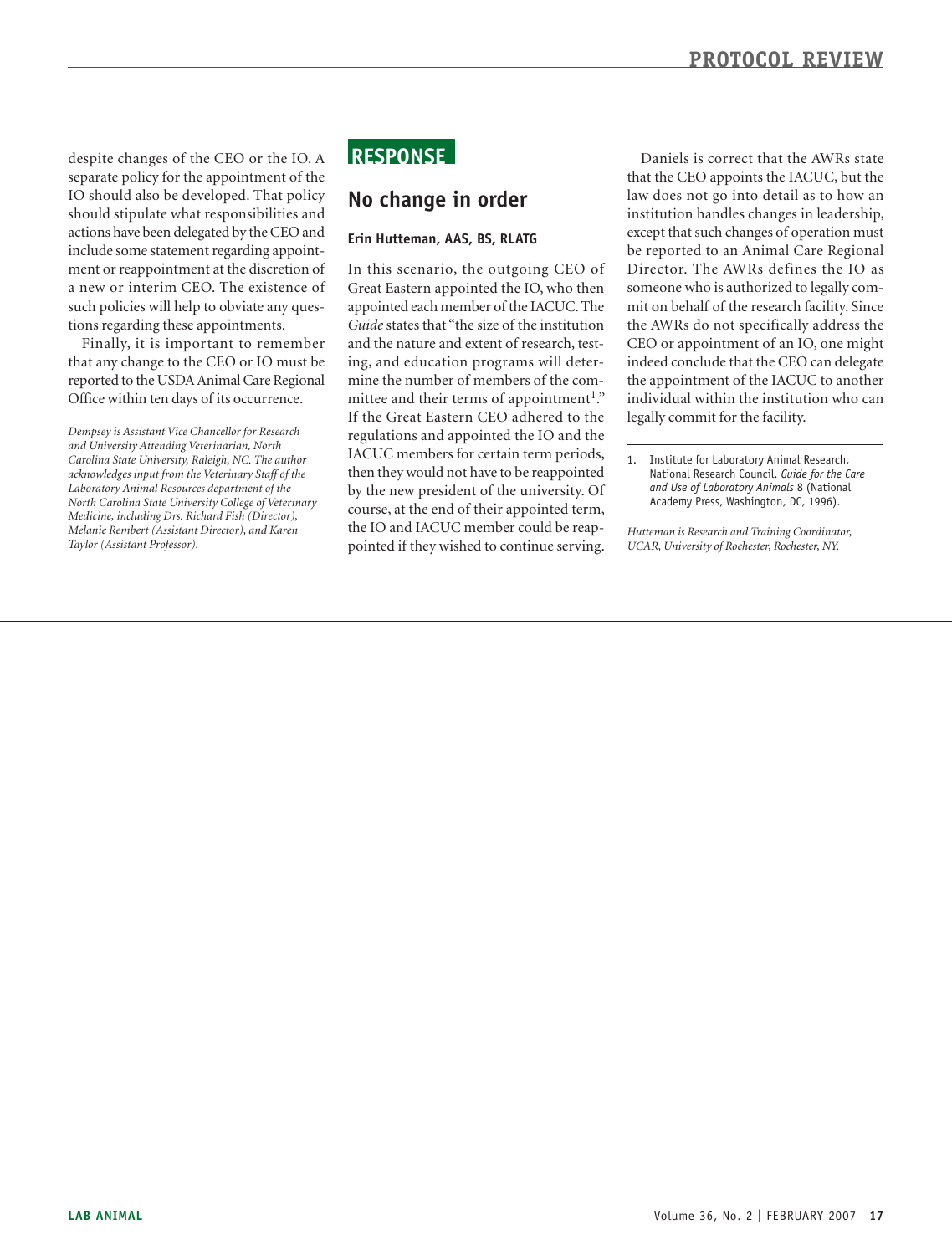despite changes of the CEO or the IO. A separate policy for the appointment of the IO should also be developed. That policy should stipulate what responsibilities and actions have been delegated by the CEO and include some statement regarding appointment or reappointment at the discretion of a new or interim CEO. The existence of such policies will help to obviate any questions regarding these appointments.

Finally, it is important to remember that any change to the CEO or IO must be reported to the USDA Animal Care Regional Office within ten days of its occurrence.

*Dempsey is Assistant Vice Chancellor for Research and University Attending Veterinarian, North Carolina State University, Raleigh, NC. The author acknowledges input from the Veterinary Staff of the Laboratory Animal Resources department of the North Carolina State University College of Veterinary Medicine, including Drs. Richard Fish (Director), Melanie Rembert (Assistant Director), and Karen Taylor (Assistant Professor).*

## RESPONSE

## No change in order

**Erin Hutteman, AAS, BS, RLATG**

In this scenario, the outgoing CEO of Great Eastern appointed the IO, who then appointed each member of the IACUC. The *Guide* states that "the size of the institution and the nature and extent of research, testing, and education programs will determine the number of members of the committee and their terms of appointment[1]." If the Great Eastern CEO adhered to the regulations and appointed the IO and the IACUC members for certain term periods, then they would not have to be reappointed by the new president of the university. Of course, at the end of their appointed term, the IO and IACUC member could be reappointed if they wished to continue serving.

Daniels is correct that the AWRs state that the CEO appoints the IACUC, but the law does not go into detail as to how an institution handles changes in leadership, except that such changes of operation must be reported to an Animal Care Regional Director. The AWRs defines the IO as someone who is authorized to legally commit on behalf of the research facility. Since the AWRs do not specifically address the CEO or appointment of an IO, one might indeed conclude that the CEO can delegate the appointment of the IACUC to another individual within the institution who can legally commit for the facility.

1. Institute for Laboratory Animal Research, National Research Council. *Guide for the Care and Use of Laboratory Animals* 8 (National Academy Press, Washington, DC, 1996).

*Hutteman is Research and Training Coordinator, UCAR, University of Rochester, Rochester, NY.*